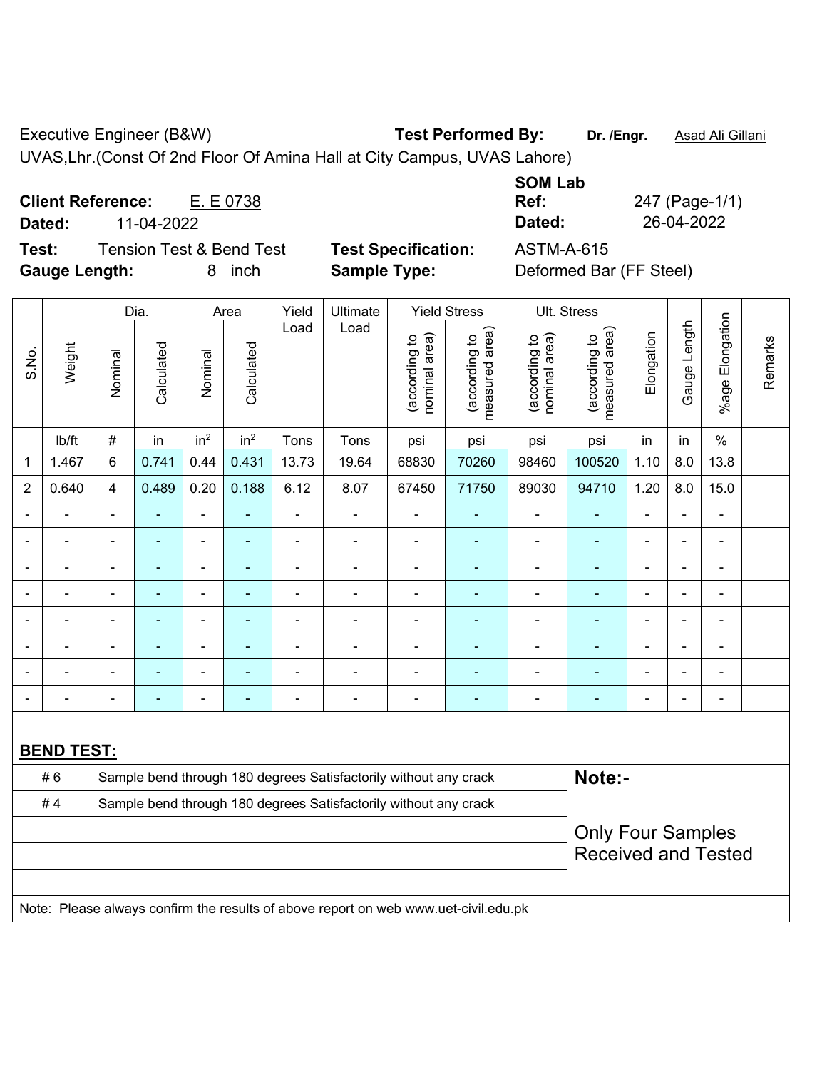Executive Engineer (B&W) **Test Performed By:** **Dr. /Engr.** Asad Ali Gillani

UVAS,Lhr.(Const Of 2nd Floor Of Amina Hall at City Campus, UVAS Lahore)

**Client Reference:** E. E 0738

**Dated:** 11-04-2022

**SOM Lab Ref:** 247 (Page-1/1)

**Dated:** 26-04-2022

**Test:** Tension Test & Bend Test

**Test Specification:** ASTM-A-615

**Gauge Length:** 8 inch

**Sample Type:** Deformed Bar (FF Steel)

| S.No. | Weight | Dia. | | Area | | Yield Load | Ultimate Load | Yield Stress | | Ult. Stress | | Elongation | Gauge Length | %age Elongation | Remarks |
|---|---|---|---|---|---|---|---|---|---|---|---|---|---|---|---|
| | | Nominal | Calculated | Nominal | Calculated | | | (according to nominal area) | (according to measured area) | (according to nominal area) | (according to measured area) | | | | |
| | lb/ft | # | in | in$^2$ | in$^2$ | Tons | Tons | psi | psi | psi | psi | in | in | % | |
| 1 | 1.467 | 6 | 0.741 | 0.44 | 0.431 | 13.73 | 19.64 | 68830 | 70260 | 98460 | 100520 | 1.10 | 8.0 | 13.8 | |
| 2 | 0.640 | 4 | 0.489 | 0.20 | 0.188 | 6.12 | 8.07 | 67450 | 71750 | 89030 | 94710 | 1.20 | 8.0 | 15.0 | |
| - | - | - | - | - | - | - | - | - | - | - | - | - | - | - | |
| - | - | - | - | - | - | - | - | - | - | - | - | - | - | - | |
| - | - | - | - | - | - | - | - | - | - | - | - | - | - | - | |
| - | - | - | - | - | - | - | - | - | - | - | - | - | - | - | |
| - | - | - | - | - | - | - | - | - | - | - | - | - | - | - | |
| - | - | - | - | - | - | - | - | - | - | - | - | - | - | - | |
| - | - | - | - | - | - | - | - | - | - | - | - | - | - | - | |
| - | - | - | - | - | - | - | - | - | - | - | - | - | - | - | |

**BEND TEST:**

| | |
|---|---|
| # 6 | Sample bend through 180 degrees Satisfactorily without any crack |
| # 4 | Sample bend through 180 degrees Satisfactorily without any crack |

**Note:-**

Only Four Samples Received and Tested

Note: Please always confirm the results of above report on web www.uet-civil.edu.pk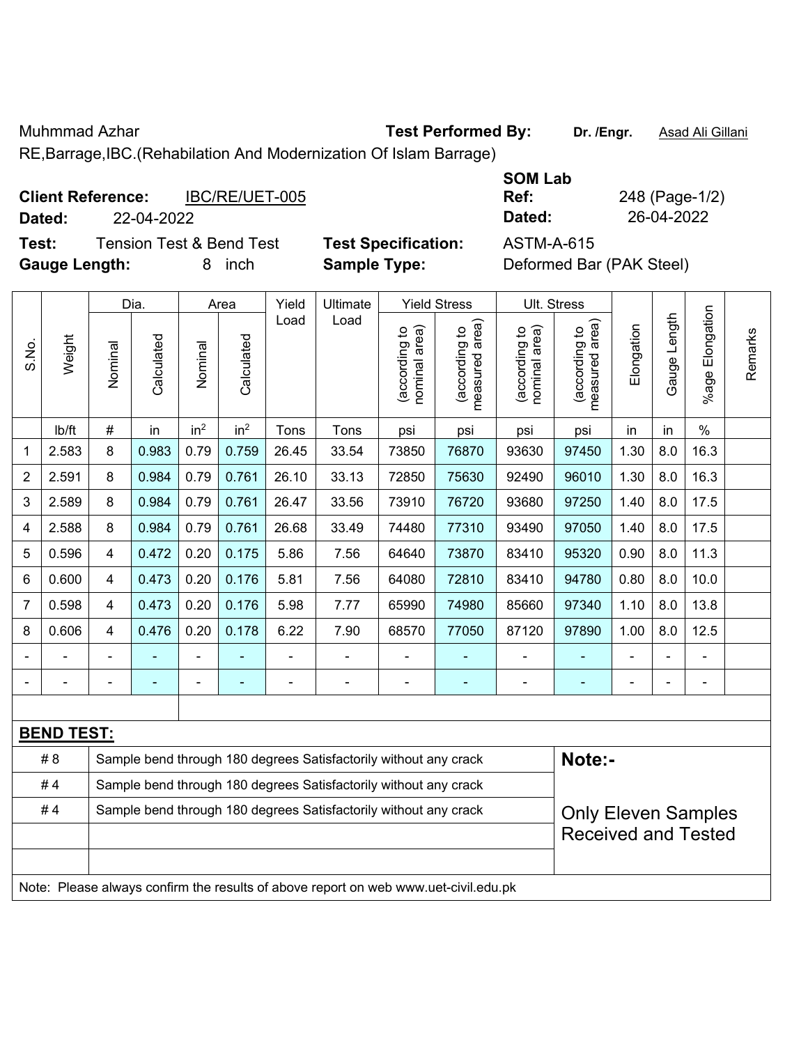Muhmmad Azhar

**Test Performed By:** **Dr. /Engr.** Asad Ali Gillani

RE,Barrage,IBC.(Rehabilitation And Modernization Of Islam Barrage)

**Client Reference:** IBC/RE/UET-005

**Dated:** 22-04-2022

**SOM Lab Ref:** 248 (Page-1/2)

**Dated:** 26-04-2022

**Test:** Tension Test & Bend Test

**Test Specification:** ASTM-A-615

**Gauge Length:** 8 inch

**Sample Type:** Deformed Bar (PAK Steel)

| S.No. | Weight | Dia. | | Area | | Yield Load | Ultimate Load | Yield Stress | | Ult. Stress | | Elongation | Gauge Length | %age Elongation | Remarks |
|---|---|---|---|---|---|---|---|---|---|---|---|---|---|---|---|
| | | Nominal | Calculated | Nominal | Calculated | | | (according to nominal area) | (according to measured area) | (according to nominal area) | (according to measured area) | | | | |
| | lb/ft | # | in | $in^2$ | $in^2$ | Tons | Tons | psi | psi | psi | psi | in | in | % | |
| 1 | 2.583 | 8 | 0.983 | 0.79 | 0.759 | 26.45 | 33.54 | 73850 | 76870 | 93630 | 97450 | 1.30 | 8.0 | 16.3 | |
| 2 | 2.591 | 8 | 0.984 | 0.79 | 0.761 | 26.10 | 33.13 | 72850 | 75630 | 92490 | 96010 | 1.30 | 8.0 | 16.3 | |
| 3 | 2.589 | 8 | 0.984 | 0.79 | 0.761 | 26.47 | 33.56 | 73910 | 76720 | 93680 | 97250 | 1.40 | 8.0 | 17.5 | |
| 4 | 2.588 | 8 | 0.984 | 0.79 | 0.761 | 26.68 | 33.49 | 74480 | 77310 | 93490 | 97050 | 1.40 | 8.0 | 17.5 | |
| 5 | 0.596 | 4 | 0.472 | 0.20 | 0.175 | 5.86 | 7.56 | 64640 | 73870 | 83410 | 95320 | 0.90 | 8.0 | 11.3 | |
| 6 | 0.600 | 4 | 0.473 | 0.20 | 0.176 | 5.81 | 7.56 | 64080 | 72810 | 83410 | 94780 | 0.80 | 8.0 | 10.0 | |
| 7 | 0.598 | 4 | 0.473 | 0.20 | 0.176 | 5.98 | 7.77 | 65990 | 74980 | 85660 | 97340 | 1.10 | 8.0 | 13.8 | |
| 8 | 0.606 | 4 | 0.476 | 0.20 | 0.178 | 6.22 | 7.90 | 68570 | 77050 | 87120 | 97890 | 1.00 | 8.0 | 12.5 | |
| - | - | - | - | - | - | - | - | - | - | - | - | - | - | - | |
| - | - | - | - | - | - | - | - | - | - | - | - | - | - | - | |

**BEND TEST:**

| | | |
|---|---|---|
| # 8 | Sample bend through 180 degrees Satisfactorily without any crack | **Note:-** |
| # 4 | Sample bend through 180 degrees Satisfactorily without any crack | |
| # 4 | Sample bend through 180 degrees Satisfactorily without any crack | Only Eleven Samples Received and Tested |
| | | |
| | | |

Note: Please always confirm the results of above report on web www.uet-civil.edu.pk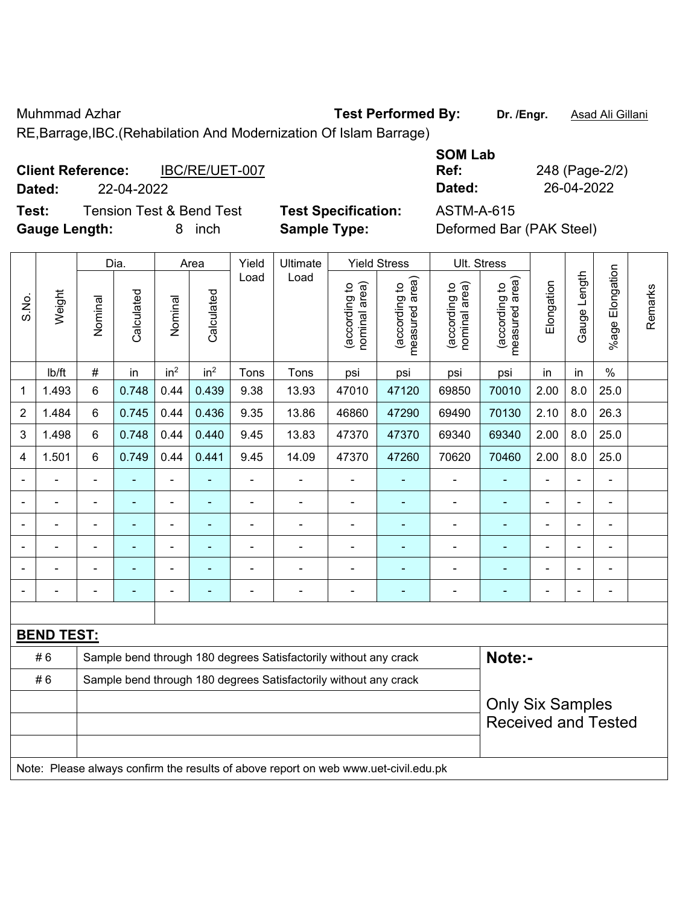Muhmmad Azhar **Test Performed By:** **Dr. /Engr.** Asad Ali Gillani

RE,Barrage,IBC.(Rehabilation And Modernization Of Islam Barrage)

**Client Reference:** IBC/RE/UET-007

**Dated:** 22-04-2022

**SOM Lab Ref:** 248 (Page-2/2)

**Dated:** 26-04-2022

**Test:** Tension Test & Bend Test **Test Specification:** ASTM-A-615

**Gauge Length:** 8 inch **Sample Type:** Deformed Bar (PAK Steel)

| S.No. | Weight | Dia. | | Area | | Yield Load | Ultimate Load | Yield Stress | | Ult. Stress | | Elongation | Gauge Length | %age Elongation | Remarks |
|---|---|---|---|---|---|---|---|---|---|---|---|---|---|---|---|
| | | Nominal | Calculated | Nominal | Calculated | | | (according to nominal area) | (according to measured area) | (according to nominal area) | (according to measured area) | | | | |
| | lb/ft | # | in | in² | in² | Tons | Tons | psi | psi | psi | psi | in | in | % | |
| 1 | 1.493 | 6 | 0.748 | 0.44 | 0.439 | 9.38 | 13.93 | 47010 | 47120 | 69850 | 70010 | 2.00 | 8.0 | 25.0 | |
| 2 | 1.484 | 6 | 0.745 | 0.44 | 0.436 | 9.35 | 13.86 | 46860 | 47290 | 69490 | 70130 | 2.10 | 8.0 | 26.3 | |
| 3 | 1.498 | 6 | 0.748 | 0.44 | 0.440 | 9.45 | 13.83 | 47370 | 47370 | 69340 | 69340 | 2.00 | 8.0 | 25.0 | |
| 4 | 1.501 | 6 | 0.749 | 0.44 | 0.441 | 9.45 | 14.09 | 47370 | 47260 | 70620 | 70460 | 2.00 | 8.0 | 25.0 | |
| - | - | - | - | - | - | - | - | - | - | - | - | - | - | - | |
| - | - | - | - | - | - | - | - | - | - | - | - | - | - | - | |
| - | - | - | - | - | - | - | - | - | - | - | - | - | - | - | |
| - | - | - | - | - | - | - | - | - | - | - | - | - | - | - | |
| - | - | - | - | - | - | - | - | - | - | - | - | - | - | - | |
| - | - | - | - | - | - | - | - | - | - | - | - | - | - | - | |

**BEND TEST:**

| | | |
|---|---|---|
| # 6 | Sample bend through 180 degrees Satisfactorily without any crack | **Note:-** |
| # 6 | Sample bend through 180 degrees Satisfactorily without any crack | Only Six Samples Received and Tested |

Note: Please always confirm the results of above report on web www.uet-civil.edu.pk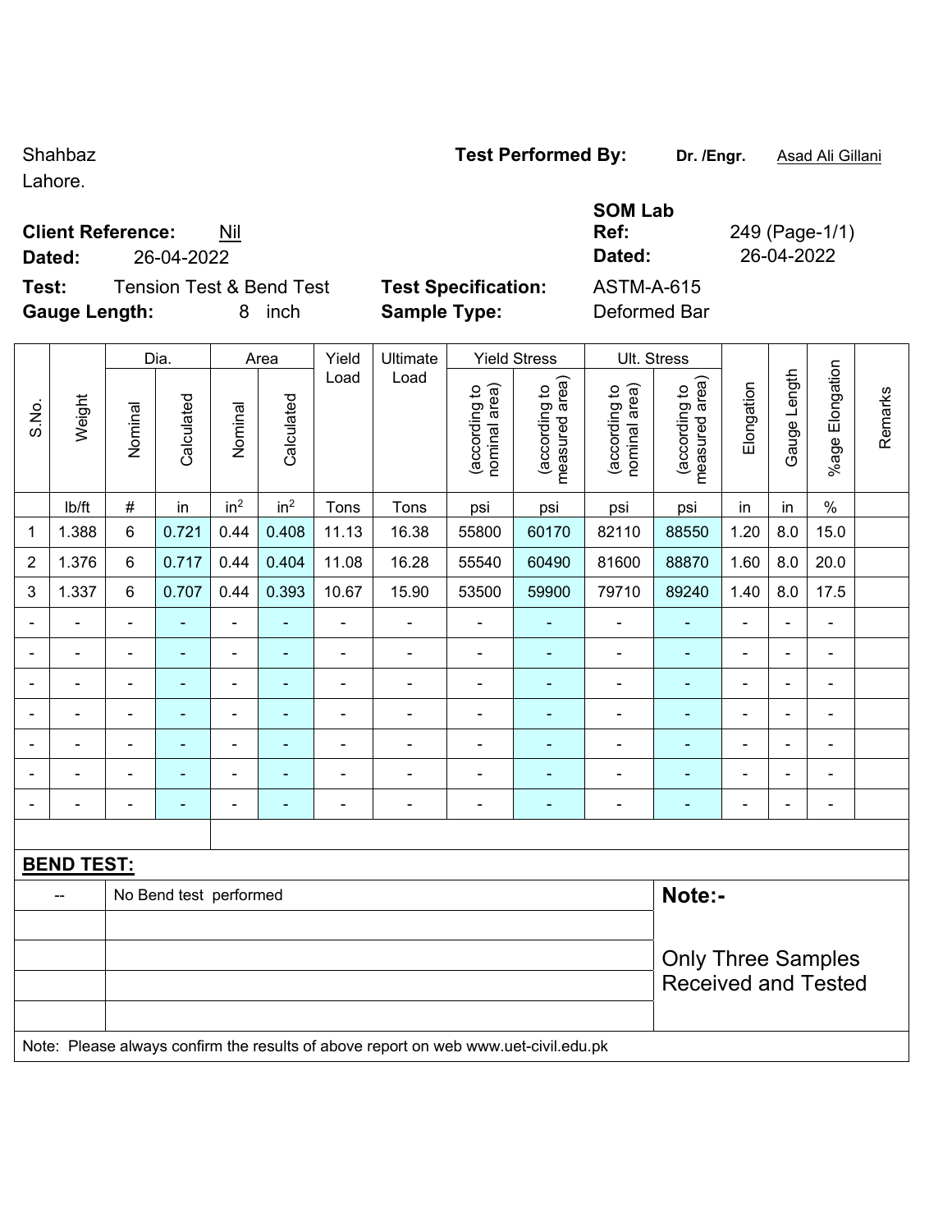Shahbaz
Lahore.

**Test Performed By:** **Dr. /Engr.** Asad Ali Gillani

**Client Reference:** Nil
**Dated:** 26-04-2022

**SOM Lab**
**Ref:** 249 (Page-1/1)
**Dated:** 26-04-2022

**Test:** Tension Test & Bend Test
**Gauge Length:** 8 inch

**Test Specification:** ASTM-A-615
**Sample Type:** Deformed Bar

| S.No. | Weight | Dia. | | Area | | Yield Load | Ultimate Load | Yield Stress | | Ult. Stress | | Elongation | Gauge Length | %age Elongation | Remarks |
|---|---|---|---|---|---|---|---|---|---|---|---|---|---|---|---|
| | | Nominal | Calculated | Nominal | Calculated | | | (according to nominal area) | (according to measured area) | (according to nominal area) | (according to measured area) | | | | |
| | lb/ft | # | in | in$^2$ | in$^2$ | Tons | Tons | psi | psi | psi | psi | in | in | % | |
| 1 | 1.388 | 6 | 0.721 | 0.44 | 0.408 | 11.13 | 16.38 | 55800 | 60170 | 82110 | 88550 | 1.20 | 8.0 | 15.0 | |
| 2 | 1.376 | 6 | 0.717 | 0.44 | 0.404 | 11.08 | 16.28 | 55540 | 60490 | 81600 | 88870 | 1.60 | 8.0 | 20.0 | |
| 3 | 1.337 | 6 | 0.707 | 0.44 | 0.393 | 10.67 | 15.90 | 53500 | 59900 | 79710 | 89240 | 1.40 | 8.0 | 17.5 | |
| - | - | - | - | - | - | - | - | - | - | - | - | - | - | - | |
| - | - | - | - | - | - | - | - | - | - | - | - | - | - | - | |
| - | - | - | - | - | - | - | - | - | - | - | - | - | - | - | |
| - | - | - | - | - | - | - | - | - | - | - | - | - | - | - | |
| - | - | - | - | - | - | - | - | - | - | - | - | - | - | - | |
| - | - | - | - | - | - | - | - | - | - | - | - | - | - | - | |
| - | - | - | - | - | - | - | - | - | - | - | - | - | - | - | |

**BEND TEST:**

| -- | No Bend test performed |
|---|---|

**Note:-**

Only Three Samples Received and Tested

Note: Please always confirm the results of above report on web www.uet-civil.edu.pk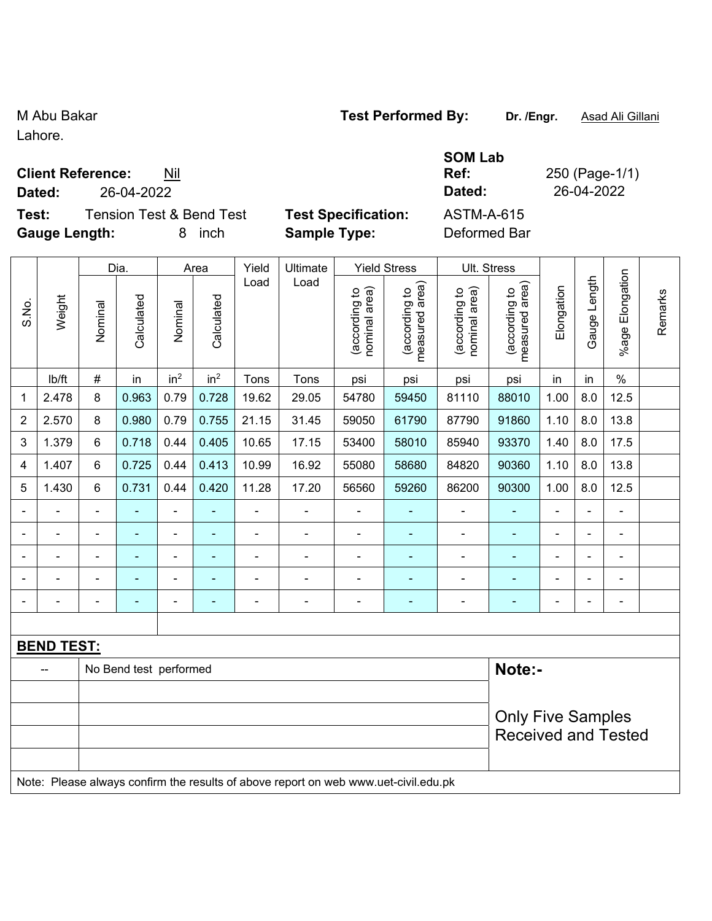M Abu Bakar
Lahore.

**Test Performed By:** **Dr. /Engr.** Asad Ali Gillani

**SOM Lab**

**Client Reference:** Nil

**Ref:** 250 (Page-1/1)

**Dated:** 26-04-2022

**Dated:** 26-04-2022

**Test:** Tension Test & Bend Test

**Test Specification:** ASTM-A-615

**Gauge Length:** 8 inch

**Sample Type:** Deformed Bar

| S.No. | Weight | Dia. | | Area | | Yield Load | Ultimate Load | Yield Stress | | Ult. Stress | | Elongation | Gauge Length | %age Elongation | Remarks |
|---|---|---|---|---|---|---|---|---|---|---|---|---|---|---|---|
| | | Nominal | Calculated | Nominal | Calculated | | | (according to nominal area) | (according to measured area) | (according to nominal area) | (according to measured area) | | | | |
| | lb/ft | # | in | in$^2$ | in$^2$ | Tons | Tons | psi | psi | psi | psi | in | in | % | |
| 1 | 2.478 | 8 | 0.963 | 0.79 | 0.728 | 19.62 | 29.05 | 54780 | 59450 | 81110 | 88010 | 1.00 | 8.0 | 12.5 | |
| 2 | 2.570 | 8 | 0.980 | 0.79 | 0.755 | 21.15 | 31.45 | 59050 | 61790 | 87790 | 91860 | 1.10 | 8.0 | 13.8 | |
| 3 | 1.379 | 6 | 0.718 | 0.44 | 0.405 | 10.65 | 17.15 | 53400 | 58010 | 85940 | 93370 | 1.40 | 8.0 | 17.5 | |
| 4 | 1.407 | 6 | 0.725 | 0.44 | 0.413 | 10.99 | 16.92 | 55080 | 58680 | 84820 | 90360 | 1.10 | 8.0 | 13.8 | |
| 5 | 1.430 | 6 | 0.731 | 0.44 | 0.420 | 11.28 | 17.20 | 56560 | 59260 | 86200 | 90300 | 1.00 | 8.0 | 12.5 | |
| - | - | - | - | - | - | - | - | - | - | - | - | - | - | - | |
| - | - | - | - | - | - | - | - | - | - | - | - | - | - | - | |
| - | - | - | - | - | - | - | - | - | - | - | - | - | - | - | |
| - | - | - | - | - | - | - | - | - | - | - | - | - | - | - | |
| - | - | - | - | - | - | - | - | - | - | - | - | - | - | - | |

**BEND TEST:**

| -- | No Bend test performed | **Note:-** |
|---|---|---|
| | | Only Five Samples Received and Tested |

Note: Please always confirm the results of above report on web www.uet-civil.edu.pk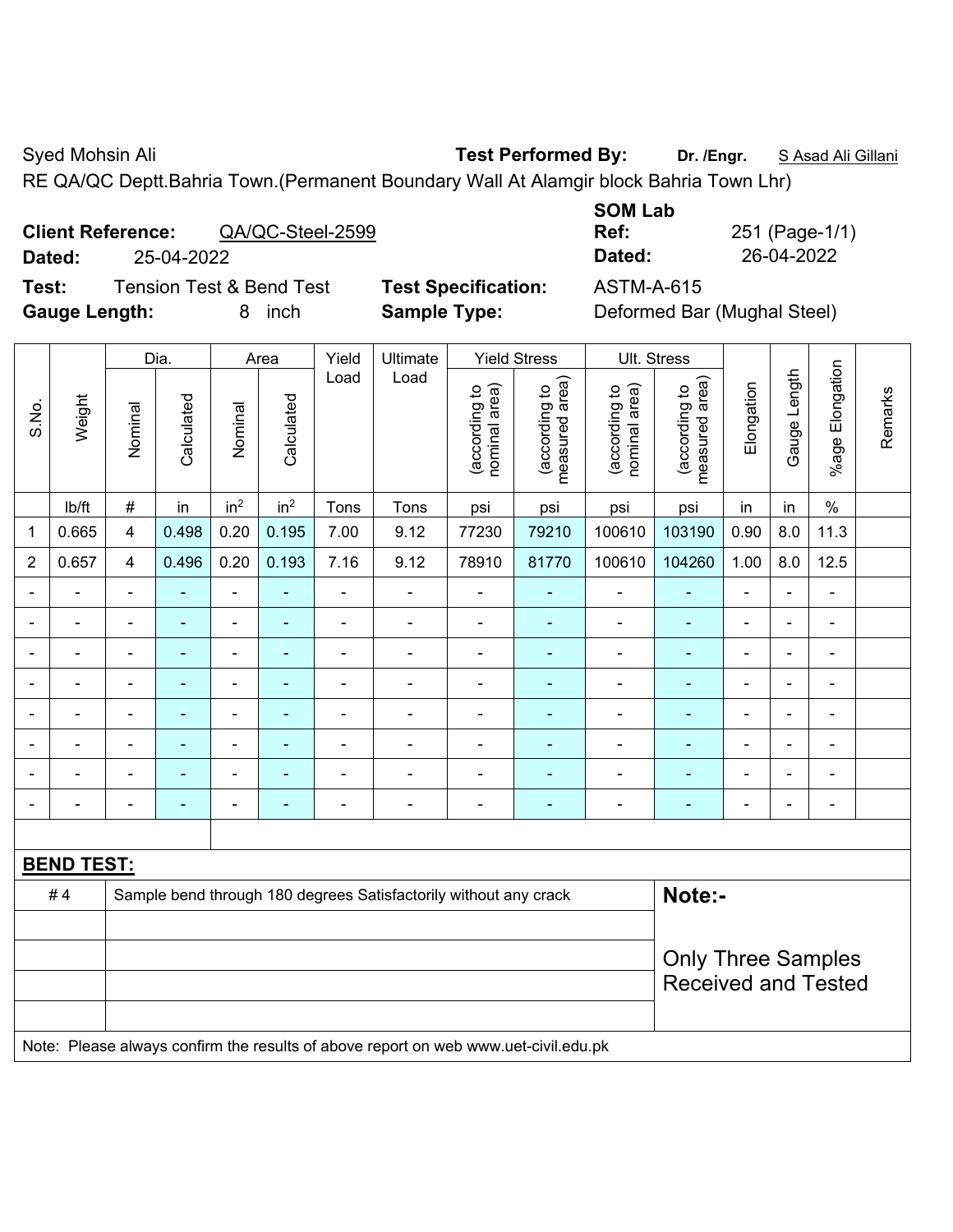Syed Mohsin Ali **Test Performed By:** **Dr. /Engr.** S Asad Ali Gillani

RE QA/QC Deptt.Bahria Town.(Permanent Boundary Wall At Alamgir block Bahria Town Lhr)

**Client Reference:** QA/QC-Steel-2599

**Dated:** 25-04-2022

**SOM Lab Ref:** 251 (Page-1/1)

**Dated:** 26-04-2022

**Test:** Tension Test & Bend Test **Test Specification:** ASTM-A-615

**Gauge Length:** 8 inch **Sample Type:** Deformed Bar (Mughal Steel)

| S.No. | Weight | Dia. | | Area | | Yield Load | Ultimate Load | Yield Stress | | Ult. Stress | | Elongation | Gauge Length | %age Elongation | Remarks |
|---|---|---|---|---|---|---|---|---|---|---|---|---|---|---|---|
| | | Nominal | Calculated | Nominal | Calculated | | | (according to nominal area) | (according to measured area) | (according to nominal area) | (according to measured area) | | | | |
| | lb/ft | # | in | $in^2$ | $in^2$ | Tons | Tons | psi | psi | psi | psi | in | in | % | |
| 1 | 0.665 | 4 | 0.498 | 0.20 | 0.195 | 7.00 | 9.12 | 77230 | 79210 | 100610 | 103190 | 0.90 | 8.0 | 11.3 | |
| 2 | 0.657 | 4 | 0.496 | 0.20 | 0.193 | 7.16 | 9.12 | 78910 | 81770 | 100610 | 104260 | 1.00 | 8.0 | 12.5 | |
| - | - | - | - | - | - | - | - | - | - | - | - | - | - | - | |
| - | - | - | - | - | - | - | - | - | - | - | - | - | - | - | |
| - | - | - | - | - | - | - | - | - | - | - | - | - | - | - | |
| - | - | - | - | - | - | - | - | - | - | - | - | - | - | - | |
| - | - | - | - | - | - | - | - | - | - | - | - | - | - | - | |
| - | - | - | - | - | - | - | - | - | - | - | - | - | - | - | |
| - | - | - | - | - | - | - | - | - | - | - | - | - | - | - | |
| - | - | - | - | - | - | - | - | - | - | - | - | - | - | - | |

**BEND TEST:**

| | |
|---|---|
| # 4 | Sample bend through 180 degrees Satisfactorily without any crack |

**Note:-**

Only Three Samples Received and Tested

Note: Please always confirm the results of above report on web www.uet-civil.edu.pk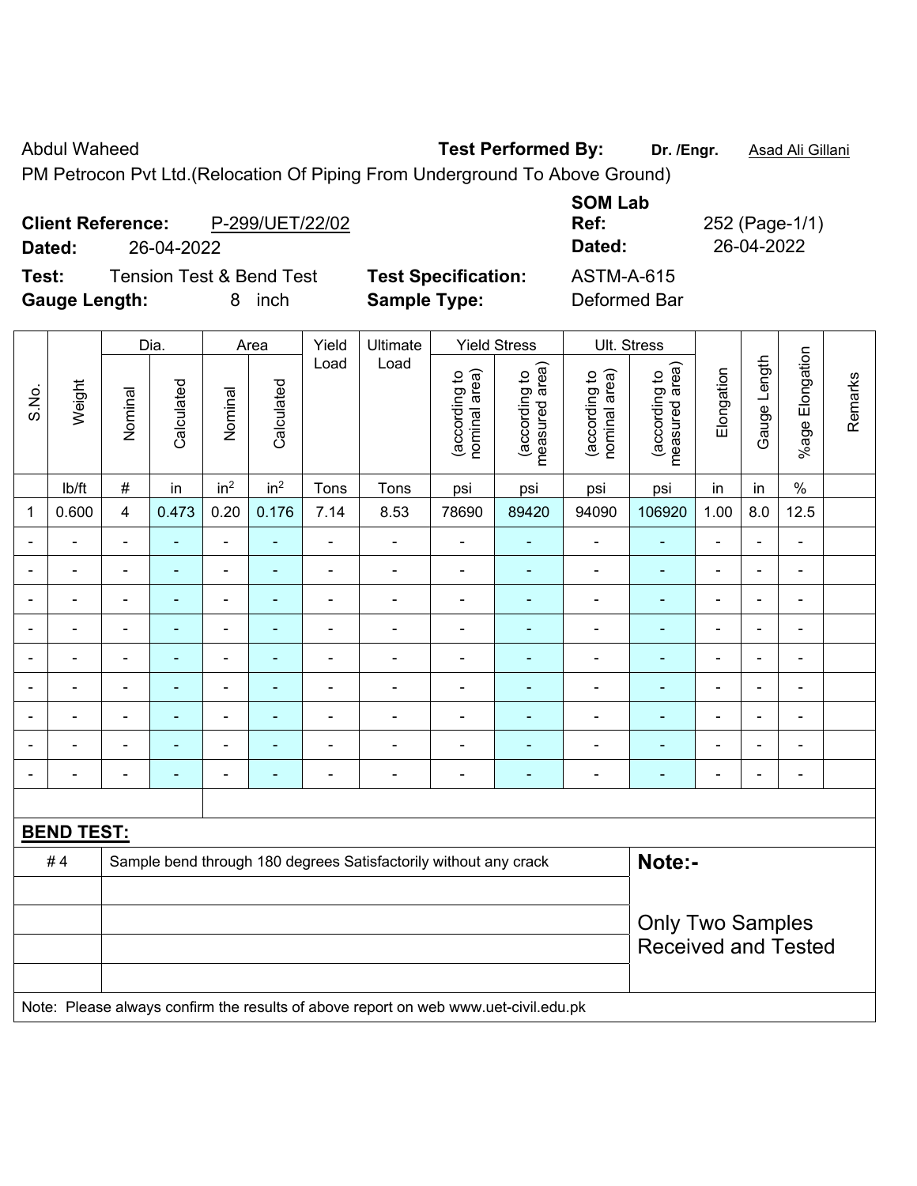Abdul Waheed **Test Performed By:** **Dr. /Engr.** Asad Ali Gillani

PM Petrocon Pvt Ltd.(Relocation Of Piping From Underground To Above Ground)

**Client Reference:** P-299/UET/22/02
**Dated:** 26-04-2022

**SOM Lab Ref:** 252 (Page-1/1)
**Dated:** 26-04-2022

**Test:** Tension Test & Bend Test
**Gauge Length:** 8 inch
**Test Specification:** ASTM-A-615
**Sample Type:** Deformed Bar

| S.No. | Weight | Dia. | | Area | | Yield Load | Ultimate Load | Yield Stress | | Ult. Stress | | Elongation | Gauge Length | %age Elongation | Remarks |
|---|---|---|---|---|---|---|---|---|---|---|---|---|---|---|---|
| | | Nominal | Calculated | Nominal | Calculated | | | (according to nominal area) | (according to measured area) | (according to nominal area) | (according to measured area) | | | | |
| | lb/ft | # | in | in$^2$ | in$^2$ | Tons | Tons | psi | psi | psi | psi | in | in | % | |
| 1 | 0.600 | 4 | 0.473 | 0.20 | 0.176 | 7.14 | 8.53 | 78690 | 89420 | 94090 | 106920 | 1.00 | 8.0 | 12.5 | |
| - | - | - | - | - | - | - | - | - | - | - | - | - | - | - | |
| - | - | - | - | - | - | - | - | - | - | - | - | - | - | - | |
| - | - | - | - | - | - | - | - | - | - | - | - | - | - | - | |
| - | - | - | - | - | - | - | - | - | - | - | - | - | - | - | |
| - | - | - | - | - | - | - | - | - | - | - | - | - | - | - | |
| - | - | - | - | - | - | - | - | - | - | - | - | - | - | - | |
| - | - | - | - | - | - | - | - | - | - | - | - | - | - | - | |
| - | - | - | - | - | - | - | - | - | - | - | - | - | - | - | |
| - | - | - | - | - | - | - | - | - | - | - | - | - | - | - | |

**BEND TEST:**

| | | |
|---|---|---|
| # 4 | Sample bend through 180 degrees Satisfactorily without any crack | **Note:-** |
| | | Only Two Samples Received and Tested |

Note: Please always confirm the results of above report on web www.uet-civil.edu.pk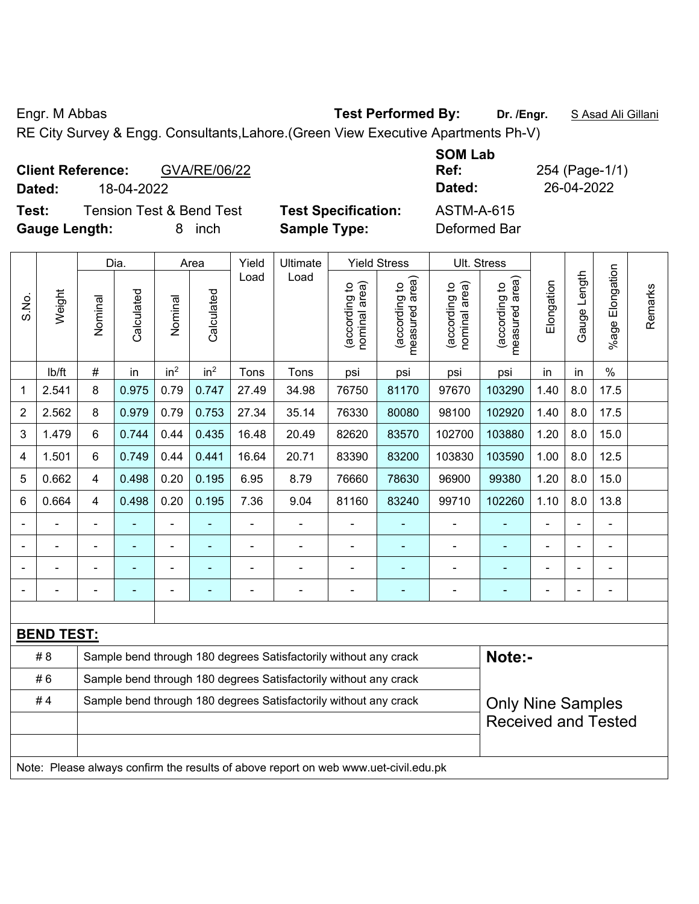Engr. M Abbas **Test Performed By:** **Dr. /Engr.** S Asad Ali Gillani

RE City Survey & Engg. Consultants,Lahore.(Green View Executive Apartments Ph-V)

**Client Reference:** GVA/RE/06/22

**Dated:** 18-04-2022

**SOM Lab Ref:** 254 (Page-1/1)

**Dated:** 26-04-2022

**Test:** Tension Test & Bend Test **Test Specification:** ASTM-A-615

**Gauge Length:** 8 inch **Sample Type:** Deformed Bar

| S.No. | Weight | Dia. | | Area | | Yield Load | Ultimate Load | Yield Stress | | Ult. Stress | | Elongation | Gauge Length | %age Elongation | Remarks |
|---|---|---|---|---|---|---|---|---|---|---|---|---|---|---|---|
| | | Nominal | Calculated | Nominal | Calculated | | | (according to nominal area) | (according to measured area) | (according to nominal area) | (according to measured area) | | | | |
| | lb/ft | # | in | in$^2$ | in$^2$ | Tons | Tons | psi | psi | psi | psi | in | in | % | |
| 1 | 2.541 | 8 | 0.975 | 0.79 | 0.747 | 27.49 | 34.98 | 76750 | 81170 | 97670 | 103290 | 1.40 | 8.0 | 17.5 | |
| 2 | 2.562 | 8 | 0.979 | 0.79 | 0.753 | 27.34 | 35.14 | 76330 | 80080 | 98100 | 102920 | 1.40 | 8.0 | 17.5 | |
| 3 | 1.479 | 6 | 0.744 | 0.44 | 0.435 | 16.48 | 20.49 | 82620 | 83570 | 102700 | 103880 | 1.20 | 8.0 | 15.0 | |
| 4 | 1.501 | 6 | 0.749 | 0.44 | 0.441 | 16.64 | 20.71 | 83390 | 83200 | 103830 | 103590 | 1.00 | 8.0 | 12.5 | |
| 5 | 0.662 | 4 | 0.498 | 0.20 | 0.195 | 6.95 | 8.79 | 76660 | 78630 | 96900 | 99380 | 1.20 | 8.0 | 15.0 | |
| 6 | 0.664 | 4 | 0.498 | 0.20 | 0.195 | 7.36 | 9.04 | 81160 | 83240 | 99710 | 102260 | 1.10 | 8.0 | 13.8 | |
| - | - | - | - | - | - | - | - | - | - | - | - | - | - | - | |
| - | - | - | - | - | - | - | - | - | - | - | - | - | - | - | |
| - | - | - | - | - | - | - | - | - | - | - | - | - | - | - | |
| - | - | - | - | - | - | - | - | - | - | - | - | - | - | - | |

**BEND TEST:**

| | |
|---|---|
| # 8 | Sample bend through 180 degrees Satisfactorily without any crack |
| # 6 | Sample bend through 180 degrees Satisfactorily without any crack |
| # 4 | Sample bend through 180 degrees Satisfactorily without any crack |

**Note:-**

Only Nine Samples Received and Tested

Note: Please always confirm the results of above report on web www.uet-civil.edu.pk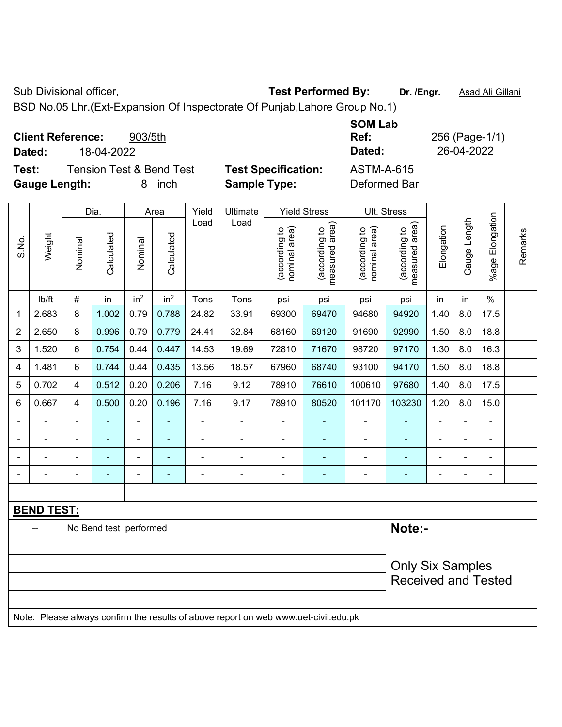Sub Divisional officer,

BSD No.05 Lhr.(Ext-Expansion Of Inspectorate Of Punjab,Lahore Group No.1)

**Test Performed By:** Dr. /Engr. Asad Ali Gillani

**Client Reference:** 903/5th

**Dated:** 18-04-2022

**SOM Lab Ref:** 256 (Page-1/1)

**Dated:** 26-04-2022

**Test:** Tension Test & Bend Test

**Test Specification:** ASTM-A-615

**Gauge Length:** 8 inch

**Sample Type:** Deformed Bar

| S.No. | Weight | Dia. | | Area | | Yield Load | Ultimate Load | Yield Stress | | Ult. Stress | | Elongation | Gauge Length | %age Elongation | Remarks |
|---|---|---|---|---|---|---|---|---|---|---|---|---|---|---|---|
| | | Nominal | Calculated | Nominal | Calculated | | | (according to nominal area) | (according to measured area) | (according to nominal area) | (according to measured area) | | | | |
| | lb/ft | # | in | in² | in² | Tons | Tons | psi | psi | psi | psi | in | in | % | |
| 1 | 2.683 | 8 | 1.002 | 0.79 | 0.788 | 24.82 | 33.91 | 69300 | 69470 | 94680 | 94920 | 1.40 | 8.0 | 17.5 | |
| 2 | 2.650 | 8 | 0.996 | 0.79 | 0.779 | 24.41 | 32.84 | 68160 | 69120 | 91690 | 92990 | 1.50 | 8.0 | 18.8 | |
| 3 | 1.520 | 6 | 0.754 | 0.44 | 0.447 | 14.53 | 19.69 | 72810 | 71670 | 98720 | 97170 | 1.30 | 8.0 | 16.3 | |
| 4 | 1.481 | 6 | 0.744 | 0.44 | 0.435 | 13.56 | 18.57 | 67960 | 68740 | 93100 | 94170 | 1.50 | 8.0 | 18.8 | |
| 5 | 0.702 | 4 | 0.512 | 0.20 | 0.206 | 7.16 | 9.12 | 78910 | 76610 | 100610 | 97680 | 1.40 | 8.0 | 17.5 | |
| 6 | 0.667 | 4 | 0.500 | 0.20 | 0.196 | 7.16 | 9.17 | 78910 | 80520 | 101170 | 103230 | 1.20 | 8.0 | 15.0 | |
| - | - | - | - | - | - | - | - | - | - | - | - | - | - | - | |
| - | - | - | - | - | - | - | - | - | - | - | - | - | - | - | |
| - | - | - | - | - | - | - | - | - | - | - | - | - | - | - | |
| - | - | - | - | - | - | - | - | - | - | - | - | - | - | - | |

**BEND TEST:**

| -- | No Bend test performed |
|---|---|

**Note:-**

Only Six Samples Received and Tested

Note: Please always confirm the results of above report on web www.uet-civil.edu.pk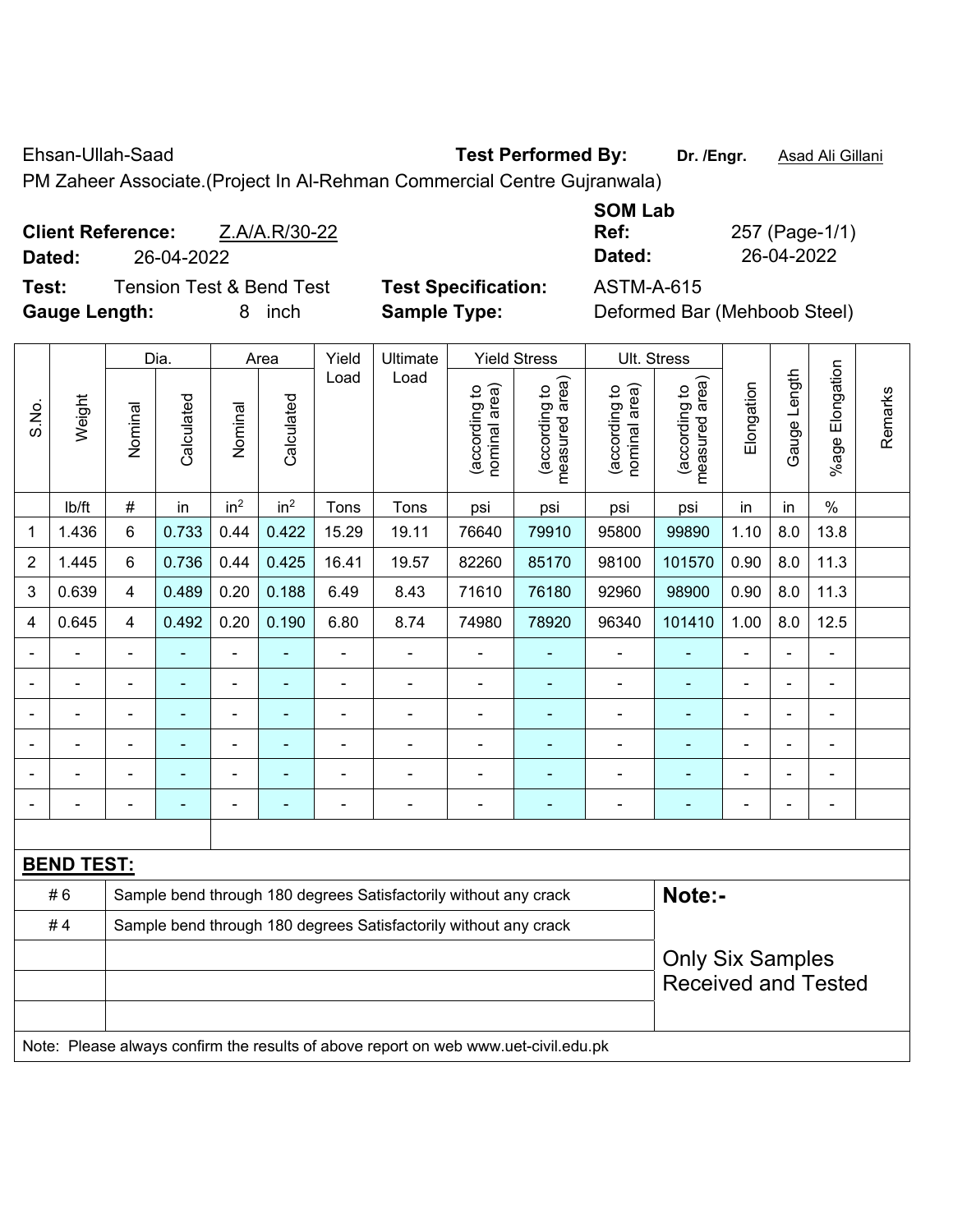Ehsan-Ullah-Saad **Test Performed By:** **Dr. /Engr.** Asad Ali Gillani

PM Zaheer Associate.(Project In Al-Rehman Commercial Centre Gujranwala)

**Client Reference:** Z.A/A.R/30-22
**Dated:** 26-04-2022

**SOM Lab Ref:** 257 (Page-1/1)
**Dated:** 26-04-2022

**Test:** Tension Test & Bend Test **Test Specification:** ASTM-A-615
**Gauge Length:** 8 inch **Sample Type:** Deformed Bar (Mehboob Steel)

| S.No. | Weight | Dia. | | Area | | Yield Load | Ultimate Load | Yield Stress | | Ult. Stress | | Elongation | Gauge Length | %age Elongation | Remarks |
|---|---|---|---|---|---|---|---|---|---|---|---|---|---|---|---|
| | | Nominal | Calculated | Nominal | Calculated | | | (according to nominal area) | (according to measured area) | (according to nominal area) | (according to measured area) | | | | |
| | lb/ft | # | in | $in^2$ | $in^2$ | Tons | Tons | psi | psi | psi | psi | in | in | % | |
| 1 | 1.436 | 6 | 0.733 | 0.44 | 0.422 | 15.29 | 19.11 | 76640 | 79910 | 95800 | 99890 | 1.10 | 8.0 | 13.8 | |
| 2 | 1.445 | 6 | 0.736 | 0.44 | 0.425 | 16.41 | 19.57 | 82260 | 85170 | 98100 | 101570 | 0.90 | 8.0 | 11.3 | |
| 3 | 0.639 | 4 | 0.489 | 0.20 | 0.188 | 6.49 | 8.43 | 71610 | 76180 | 92960 | 98900 | 0.90 | 8.0 | 11.3 | |
| 4 | 0.645 | 4 | 0.492 | 0.20 | 0.190 | 6.80 | 8.74 | 74980 | 78920 | 96340 | 101410 | 1.00 | 8.0 | 12.5 | |
| - | - | - | - | - | - | - | - | - | - | - | - | - | - | - | |
| - | - | - | - | - | - | - | - | - | - | - | - | - | - | - | |
| - | - | - | - | - | - | - | - | - | - | - | - | - | - | - | |
| - | - | - | - | - | - | - | - | - | - | - | - | - | - | - | |
| - | - | - | - | - | - | - | - | - | - | - | - | - | - | - | |
| - | - | - | - | - | - | - | - | - | - | - | - | - | - | - | |

**BEND TEST:**

| | | |
|---|---|---|
| # 6 | Sample bend through 180 degrees Satisfactorily without any crack | **Note:-** |
| # 4 | Sample bend through 180 degrees Satisfactorily without any crack | Only Six Samples Received and Tested |

Note: Please always confirm the results of above report on web www.uet-civil.edu.pk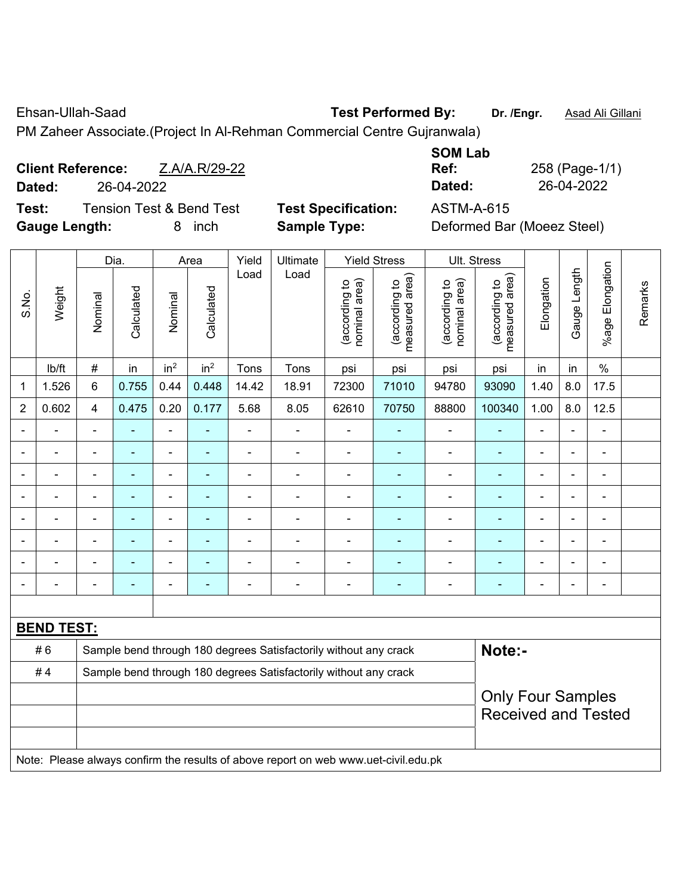Ehsan-Ullah-Saad **Test Performed By:** **Dr. /Engr.** Asad Ali Gillani

PM Zaheer Associate.(Project In Al-Rehman Commercial Centre Gujranwala)

**Client Reference:** Z.A/A.R/29-22

**Dated:** 26-04-2022

**SOM Lab Ref:** 258 (Page-1/1)

**Dated:** 26-04-2022

**Test:** Tension Test & Bend Test

**Test Specification:** ASTM-A-615

**Gauge Length:** 8 inch

**Sample Type:** Deformed Bar (Moeez Steel)

| S.No. | Weight | Dia. | | Area | | Yield Load | Ultimate Load | Yield Stress | | Ult. Stress | | Elongation | Gauge Length | %age Elongation | Remarks |
|---|---|---|---|---|---|---|---|---|---|---|---|---|---|---|---|
| | | Nominal | Calculated | Nominal | Calculated | | | (according to nominal area) | (according to measured area) | (according to nominal area) | (according to measured area) | | | | |
| | lb/ft | # | in | $in^2$ | $in^2$ | Tons | Tons | psi | psi | psi | psi | in | in | % | |
| 1 | 1.526 | 6 | 0.755 | 0.44 | 0.448 | 14.42 | 18.91 | 72300 | 71010 | 94780 | 93090 | 1.40 | 8.0 | 17.5 | |
| 2 | 0.602 | 4 | 0.475 | 0.20 | 0.177 | 5.68 | 8.05 | 62610 | 70750 | 88800 | 100340 | 1.00 | 8.0 | 12.5 | |
| - | - | - | - | - | - | - | - | - | - | - | - | - | - | - | |
| - | - | - | - | - | - | - | - | - | - | - | - | - | - | - | |
| - | - | - | - | - | - | - | - | - | - | - | - | - | - | - | |
| - | - | - | - | - | - | - | - | - | - | - | - | - | - | - | |
| - | - | - | - | - | - | - | - | - | - | - | - | - | - | - | |
| - | - | - | - | - | - | - | - | - | - | - | - | - | - | - | |
| - | - | - | - | - | - | - | - | - | - | - | - | - | - | - | |
| - | - | - | - | - | - | - | - | - | - | - | - | - | - | - | |

**BEND TEST:**

| | | |
|---|---|---|
| # 6 | Sample bend through 180 degrees Satisfactorily without any crack | **Note:-** |
| # 4 | Sample bend through 180 degrees Satisfactorily without any crack | |
| | | Only Four Samples Received and Tested |

Note: Please always confirm the results of above report on web www.uet-civil.edu.pk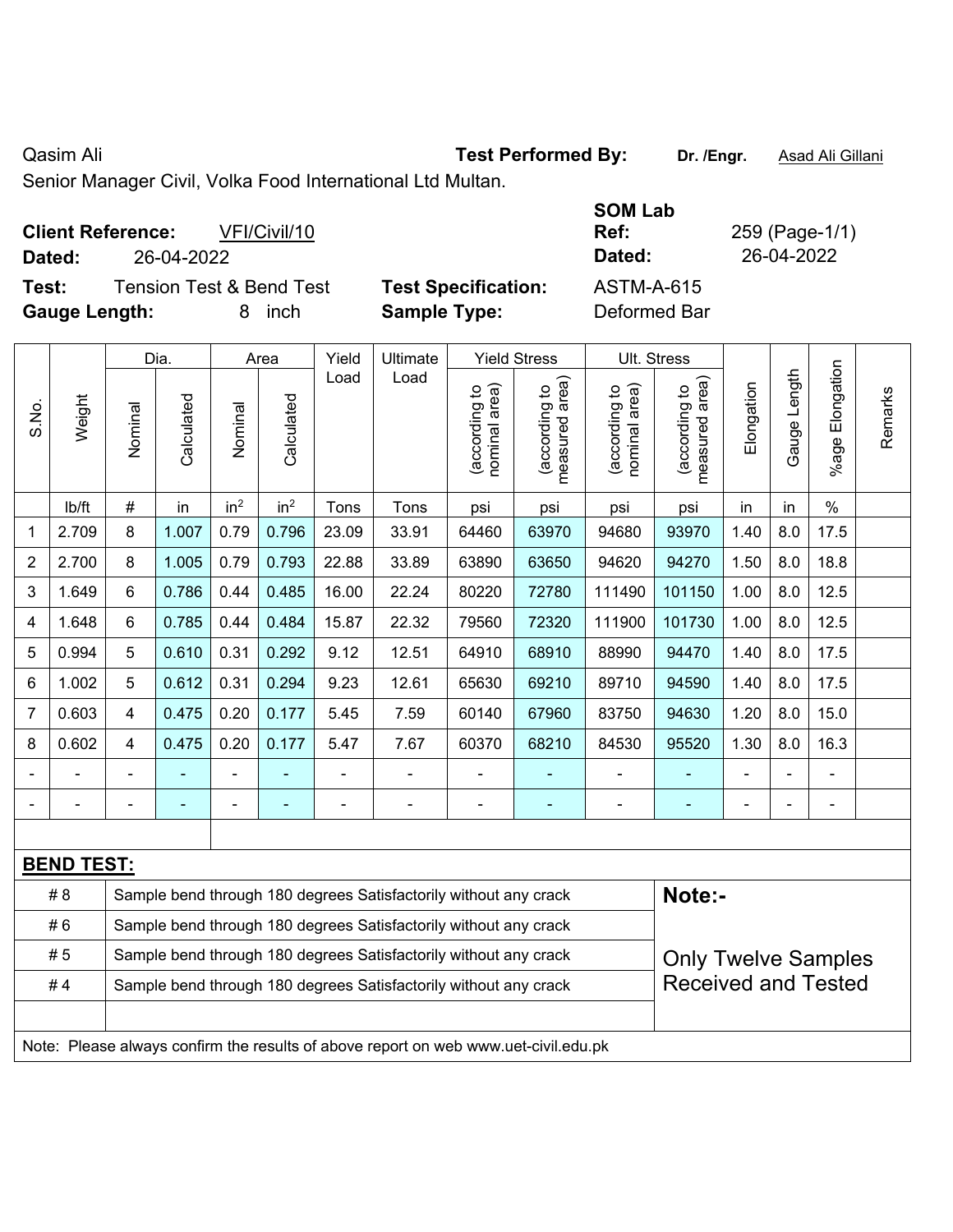Qasim Ali

Senior Manager Civil, Volka Food International Ltd Multan.

**Test Performed By:** **Dr. /Engr.** Asad Ali Gillani

**Client Reference:** VFI/Civil/10

**Dated:** 26-04-2022

**SOM Lab Ref:** 259 (Page-1/1)

**Dated:** 26-04-2022

**Test:** Tension Test & Bend Test

**Test Specification:** ASTM-A-615

**Gauge Length:** 8 inch

**Sample Type:** Deformed Bar

| S.No. | Weight | Dia. | | Area | | Yield Load | Ultimate Load | Yield Stress | | Ult. Stress | | Elongation | Gauge Length | %age Elongation | Remarks |
|---|---|---|---|---|---|---|---|---|---|---|---|---|---|---|---|
| | | Nominal | Calculated | Nominal | Calculated | | | (according to nominal area) | (according to measured area) | (according to nominal area) | (according to measured area) | | | | |
| | lb/ft | # | in | in² | in² | Tons | Tons | psi | psi | psi | psi | in | in | % | |
| 1 | 2.709 | 8 | 1.007 | 0.79 | 0.796 | 23.09 | 33.91 | 64460 | 63970 | 94680 | 93970 | 1.40 | 8.0 | 17.5 | |
| 2 | 2.700 | 8 | 1.005 | 0.79 | 0.793 | 22.88 | 33.89 | 63890 | 63650 | 94620 | 94270 | 1.50 | 8.0 | 18.8 | |
| 3 | 1.649 | 6 | 0.786 | 0.44 | 0.485 | 16.00 | 22.24 | 80220 | 72780 | 111490 | 101150 | 1.00 | 8.0 | 12.5 | |
| 4 | 1.648 | 6 | 0.785 | 0.44 | 0.484 | 15.87 | 22.32 | 79560 | 72320 | 111900 | 101730 | 1.00 | 8.0 | 12.5 | |
| 5 | 0.994 | 5 | 0.610 | 0.31 | 0.292 | 9.12 | 12.51 | 64910 | 68910 | 88990 | 94470 | 1.40 | 8.0 | 17.5 | |
| 6 | 1.002 | 5 | 0.612 | 0.31 | 0.294 | 9.23 | 12.61 | 65630 | 69210 | 89710 | 94590 | 1.40 | 8.0 | 17.5 | |
| 7 | 0.603 | 4 | 0.475 | 0.20 | 0.177 | 5.45 | 7.59 | 60140 | 67960 | 83750 | 94630 | 1.20 | 8.0 | 15.0 | |
| 8 | 0.602 | 4 | 0.475 | 0.20 | 0.177 | 5.47 | 7.67 | 60370 | 68210 | 84530 | 95520 | 1.30 | 8.0 | 16.3 | |
| - | - | - | - | - | - | - | - | - | - | - | - | - | - | - | |
| - | - | - | - | - | - | - | - | - | - | - | - | - | - | - | |

**BEND TEST:**

| | |
|---|---|
| # 8 | Sample bend through 180 degrees Satisfactorily without any crack |
| # 6 | Sample bend through 180 degrees Satisfactorily without any crack |
| # 5 | Sample bend through 180 degrees Satisfactorily without any crack |
| # 4 | Sample bend through 180 degrees Satisfactorily without any crack |

**Note:-**

Only Twelve Samples Received and Tested

Note: Please always confirm the results of above report on web www.uet-civil.edu.pk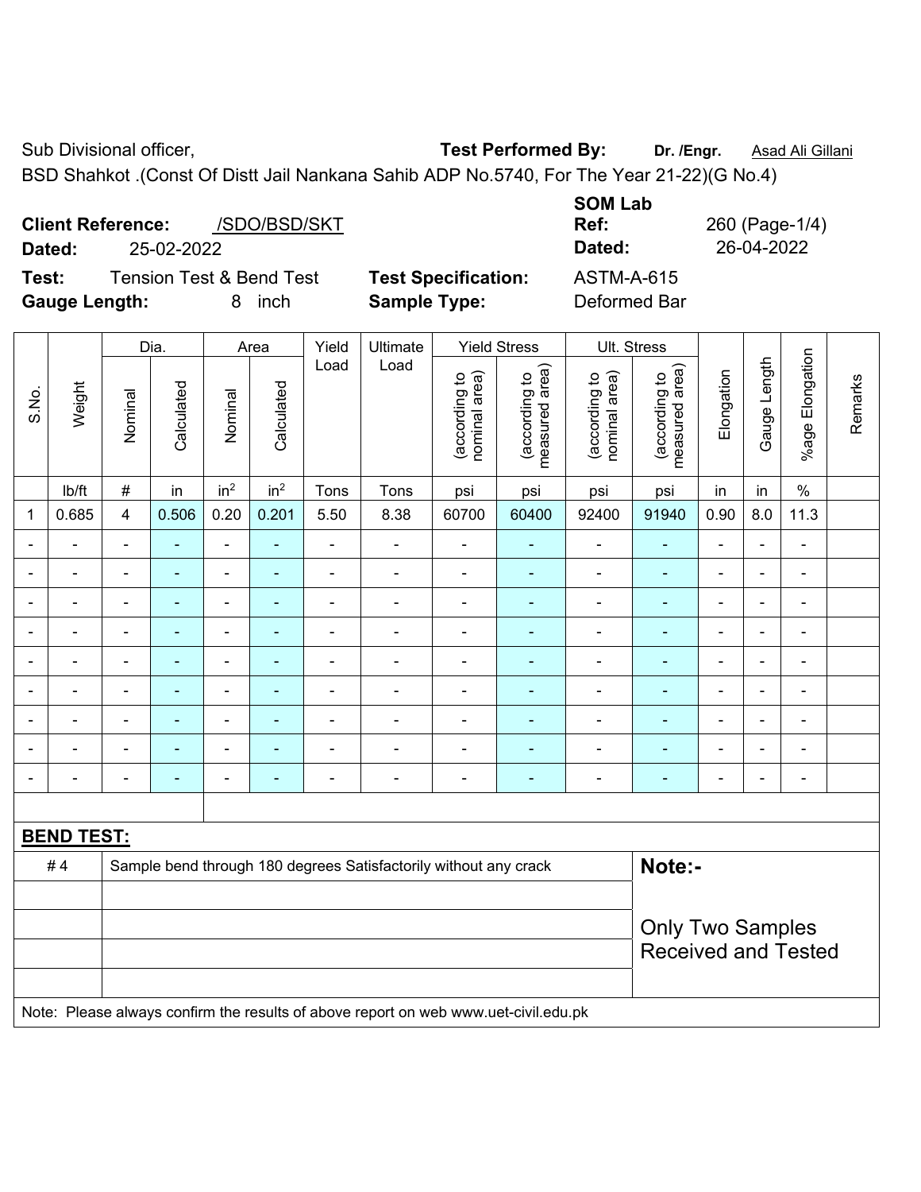Sub Divisional officer, **Test Performed By:** **Dr. /Engr.** Asad Ali Gillani

BSD Shahkot .(Const Of Distt Jail Nankana Sahib ADP No.5740, For The Year 21-22)(G No.4)

**Client Reference:** /SDO/BSD/SKT

**Dated:** 25-02-2022

**SOM Lab Ref:** 260 (Page-1/4)

**Dated:** 26-04-2022

**Test:** Tension Test & Bend Test **Test Specification:** ASTM-A-615

**Gauge Length:** 8 inch **Sample Type:** Deformed Bar

| S.No. | Weight | Dia. | | Area | | Yield Load | Ultimate Load | Yield Stress | | Ult. Stress | | Elongation | Gauge Length | %age Elongation | Remarks |
|---|---|---|---|---|---|---|---|---|---|---|---|---|---|---|---|
| | | Nominal | Calculated | Nominal | Calculated | | | (according to nominal area) | (according to measured area) | (according to nominal area) | (according to measured area) | | | | |
| | lb/ft | # | in | $in^2$ | $in^2$ | Tons | Tons | psi | psi | psi | psi | in | in | % | |
| 1 | 0.685 | 4 | 0.506 | 0.20 | 0.201 | 5.50 | 8.38 | 60700 | 60400 | 92400 | 91940 | 0.90 | 8.0 | 11.3 | |
| - | - | - | - | - | - | - | - | - | - | - | - | - | - | - | |
| - | - | - | - | - | - | - | - | - | - | - | - | - | - | - | |
| - | - | - | - | - | - | - | - | - | - | - | - | - | - | - | |
| - | - | - | - | - | - | - | - | - | - | - | - | - | - | - | |
| - | - | - | - | - | - | - | - | - | - | - | - | - | - | - | |
| - | - | - | - | - | - | - | - | - | - | - | - | - | - | - | |
| - | - | - | - | - | - | - | - | - | - | - | - | - | - | - | |
| - | - | - | - | - | - | - | - | - | - | - | - | - | - | - | |
| - | - | - | - | - | - | - | - | - | - | - | - | - | - | - | |

**BEND TEST:**

| | | |
|---|---|---|
| # 4 | Sample bend through 180 degrees Satisfactorily without any crack | **Note:-** |
| | | Only Two Samples Received and Tested |

Note: Please always confirm the results of above report on web www.uet-civil.edu.pk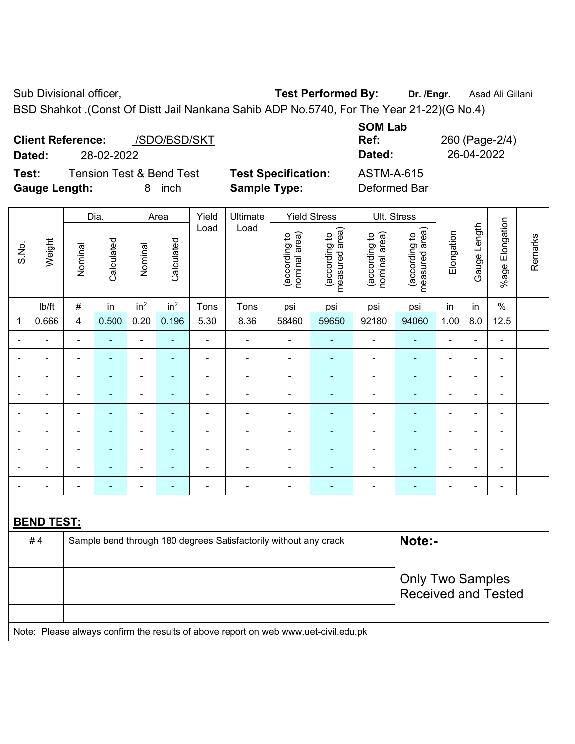Sub Divisional officer, **Test Performed By:** **Dr. /Engr.** Asad Ali Gillani

BSD Shahkot .(Const Of Distt Jail Nankana Sahib ADP No.5740, For The Year 21-22)(G No.4)

**Client Reference:** /SDO/BSD/SKT

**Dated:** 28-02-2022

**SOM Lab Ref:** 260 (Page-2/4)

**Dated:** 26-04-2022

**Test:** Tension Test & Bend Test **Test Specification:** ASTM-A-615

**Gauge Length:** 8 inch **Sample Type:** Deformed Bar

| S.No. | Weight | Dia. | | Area | | Yield Load | Ultimate Load | Yield Stress | | Ult. Stress | | Elongation | Gauge Length | %age Elongation | Remarks |
|---|---|---|---|---|---|---|---|---|---|---|---|---|---|---|---|
| | | Nominal | Calculated | Nominal | Calculated | | | (according to nominal area) | (according to measured area) | (according to nominal area) | (according to measured area) | | | | |
| | lb/ft | # | in | $in^2$ | $in^2$ | Tons | Tons | psi | psi | psi | psi | in | in | % | |
| 1 | 0.666 | 4 | 0.500 | 0.20 | 0.196 | 5.30 | 8.36 | 58460 | 59650 | 92180 | 94060 | 1.00 | 8.0 | 12.5 | |
| - | - | - | - | - | - | - | - | - | - | - | - | - | - | - | |
| - | - | - | - | - | - | - | - | - | - | - | - | - | - | - | |
| - | - | - | - | - | - | - | - | - | - | - | - | - | - | - | |
| - | - | - | - | - | - | - | - | - | - | - | - | - | - | - | |
| - | - | - | - | - | - | - | - | - | - | - | - | - | - | - | |
| - | - | - | - | - | - | - | - | - | - | - | - | - | - | - | |
| - | - | - | - | - | - | - | - | - | - | - | - | - | - | - | |
| - | - | - | - | - | - | - | - | - | - | - | - | - | - | - | |
| - | - | - | - | - | - | - | - | - | - | - | - | - | - | - | |

**BEND TEST:**

| | | |
|---|---|---|
| # 4 | Sample bend through 180 degrees Satisfactorily without any crack | **Note:-** |
| | | Only Two Samples Received and Tested |

Note: Please always confirm the results of above report on web www.uet-civil.edu.pk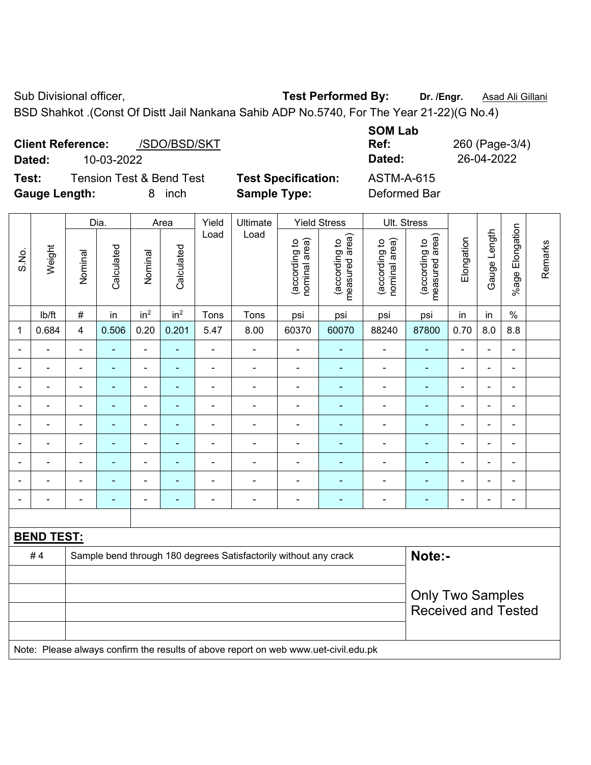Sub Divisional officer, **Test Performed By:** **Dr. /Engr.** Asad Ali Gillani

BSD Shahkot .(Const Of Distt Jail Nankana Sahib ADP No.5740, For The Year 21-22)(G No.4)

**Client Reference:** /SDO/BSD/SKT **SOM Lab Ref:** 260 (Page-3/4)

**Dated:** 10-03-2022 **Dated:** 26-04-2022

**Test:** Tension Test & Bend Test **Test Specification:** ASTM-A-615

**Gauge Length:** 8 inch **Sample Type:** Deformed Bar

| S.No. | Weight | Dia. | | Area | | Yield Load | Ultimate Load | Yield Stress | | Ult. Stress | | Elongation | Gauge Length | %age Elongation | Remarks |
|---|---|---|---|---|---|---|---|---|---|---|---|---|---|---|---|
| | | Nominal | Calculated | Nominal | Calculated | | | (according to nominal area) | (according to measured area) | (according to nominal area) | (according to measured area) | | | | |
| | lb/ft | # | in | in$^2$ | in$^2$ | Tons | Tons | psi | psi | psi | psi | in | in | % | |
| 1 | 0.684 | 4 | 0.506 | 0.20 | 0.201 | 5.47 | 8.00 | 60370 | 60070 | 88240 | 87800 | 0.70 | 8.0 | 8.8 | |
| - | - | - | - | - | - | - | - | - | - | - | - | - | - | - | |
| - | - | - | - | - | - | - | - | - | - | - | - | - | - | - | |
| - | - | - | - | - | - | - | - | - | - | - | - | - | - | - | |
| - | - | - | - | - | - | - | - | - | - | - | - | - | - | - | |
| - | - | - | - | - | - | - | - | - | - | - | - | - | - | - | |
| - | - | - | - | - | - | - | - | - | - | - | - | - | - | - | |
| - | - | - | - | - | - | - | - | - | - | - | - | - | - | - | |
| - | - | - | - | - | - | - | - | - | - | - | - | - | - | - | |
| - | - | - | - | - | - | - | - | - | - | - | - | - | - | - | |

**BEND TEST:**

| | | |
|---|---|---|
| # 4 | Sample bend through 180 degrees Satisfactorily without any crack | **Note:-** |
| | | Only Two Samples Received and Tested |

Note: Please always confirm the results of above report on web www.uet-civil.edu.pk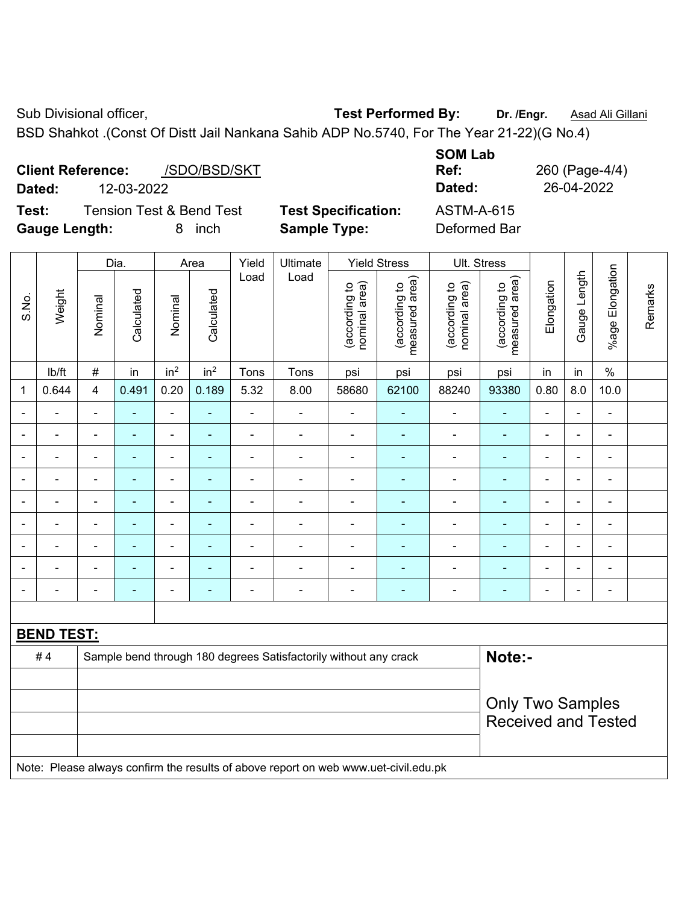Sub Divisional officer, **Test Performed By:** **Dr. /Engr.** Asad Ali Gillani

BSD Shahkot .(Const Of Distt Jail Nankana Sahib ADP No.5740, For The Year 21-22)(G No.4)

**Client Reference:** /SDO/BSD/SKT

**Dated:** 12-03-2022

**SOM Lab Ref:** 260 (Page-4/4)

**Dated:** 26-04-2022

**Test:** Tension Test & Bend Test **Test Specification:** ASTM-A-615

**Gauge Length:** 8 inch **Sample Type:** Deformed Bar

| S.No. | Weight | Dia. | | Area | | Yield Load | Ultimate Load | Yield Stress | | Ult. Stress | | Elongation | Gauge Length | %age Elongation | Remarks |
|---|---|---|---|---|---|---|---|---|---|---|---|---|---|---|---|
| | | Nominal | Calculated | Nominal | Calculated | | | (according to nominal area) | (according to measured area) | (according to nominal area) | (according to measured area) | | | | |
| | lb/ft | # | in | in$^2$ | in$^2$ | Tons | Tons | psi | psi | psi | psi | in | in | % | |
| 1 | 0.644 | 4 | 0.491 | 0.20 | 0.189 | 5.32 | 8.00 | 58680 | 62100 | 88240 | 93380 | 0.80 | 8.0 | 10.0 | |
| - | - | - | - | - | - | - | - | - | - | - | - | - | - | - | |
| - | - | - | - | - | - | - | - | - | - | - | - | - | - | - | |
| - | - | - | - | - | - | - | - | - | - | - | - | - | - | - | |
| - | - | - | - | - | - | - | - | - | - | - | - | - | - | - | |
| - | - | - | - | - | - | - | - | - | - | - | - | - | - | - | |
| - | - | - | - | - | - | - | - | - | - | - | - | - | - | - | |
| - | - | - | - | - | - | - | - | - | - | - | - | - | - | - | |
| - | - | - | - | - | - | - | - | - | - | - | - | - | - | - | |
| - | - | - | - | - | - | - | - | - | - | - | - | - | - | - | |

**BEND TEST:**

| | | |
|---|---|---|
| # 4 | Sample bend through 180 degrees Satisfactorily without any crack | **Note:-** |
| | | Only Two Samples Received and Tested |

Note: Please always confirm the results of above report on web www.uet-civil.edu.pk